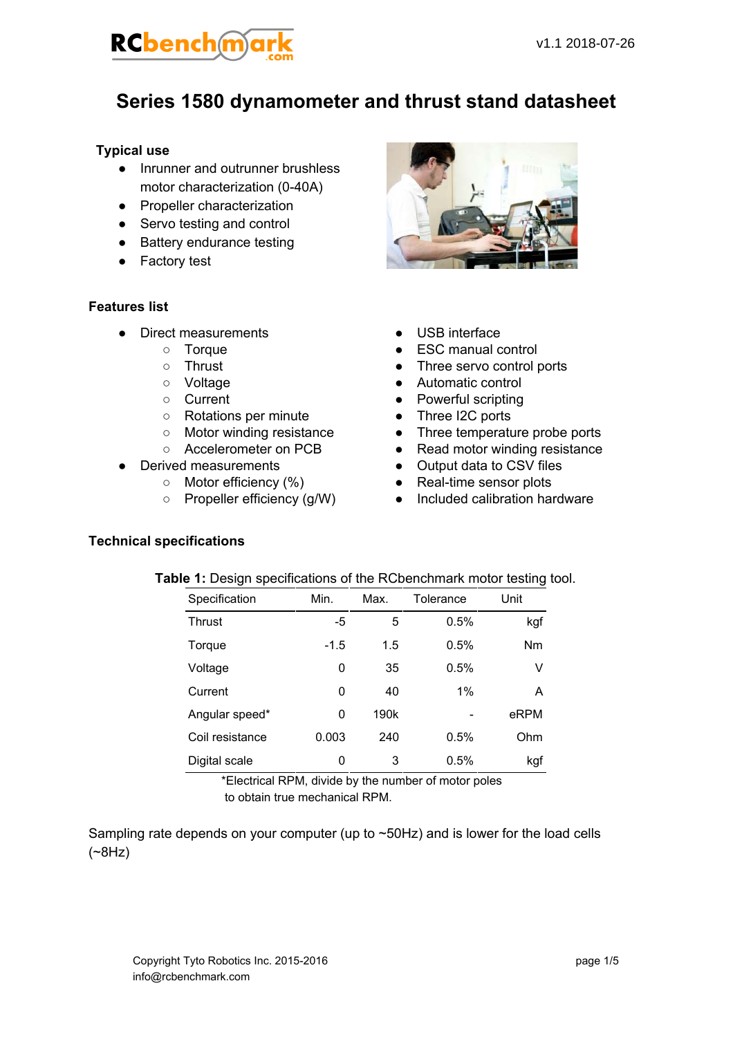# Series 1580 dynamometer and thrust stand datasheet

### Typical use

- Inrunner and outrunner brushless motor characterization (0-40A)
- Propeller characterization
- Servo testing and control
- Battery endurance testing
- Factory test

### Features list

- Direct measurements
  - Torque
  - Thrust
  - Voltage
  - Current
  - Rotations per minute
  - Motor winding resistance
  - Accelerometer on PCB
- Derived measurements
  - Motor efficiency (%)
  - Propeller efficiency (g/W)
- USB interface
- ESC manual control
- Three servo control ports
- Automatic control
- Powerful scripting
- Three I2C ports
- Three temperature probe ports
- Read motor winding resistance
- Output data to CSV files
- Real-time sensor plots
- Included calibration hardware

### Technical specifications

**Table 1:** Design specifications of the RCbenchmark motor testing tool.

| Specification | Min. | Max. | Tolerance | Unit |
|---|---|---|---|---|
| Thrust | -5 | 5 | 0.5% | kgf |
| Torque | -1.5 | 1.5 | 0.5% | Nm |
| Voltage | 0 | 35 | 0.5% | V |
| Current | 0 | 40 | 1% | A |
| Angular speed* | 0 | 190k | - | eRPM |
| Coil resistance | 0.003 | 240 | 0.5% | Ohm |
| Digital scale | 0 | 3 | 0.5% | kgf |

*Electrical RPM, divide by the number of motor poles to obtain true mechanical RPM.

Sampling rate depends on your computer (up to ~50Hz) and is lower for the load cells (~8Hz)

Copyright Tyto Robotics Inc. 2015-2016
info@rcbenchmark.com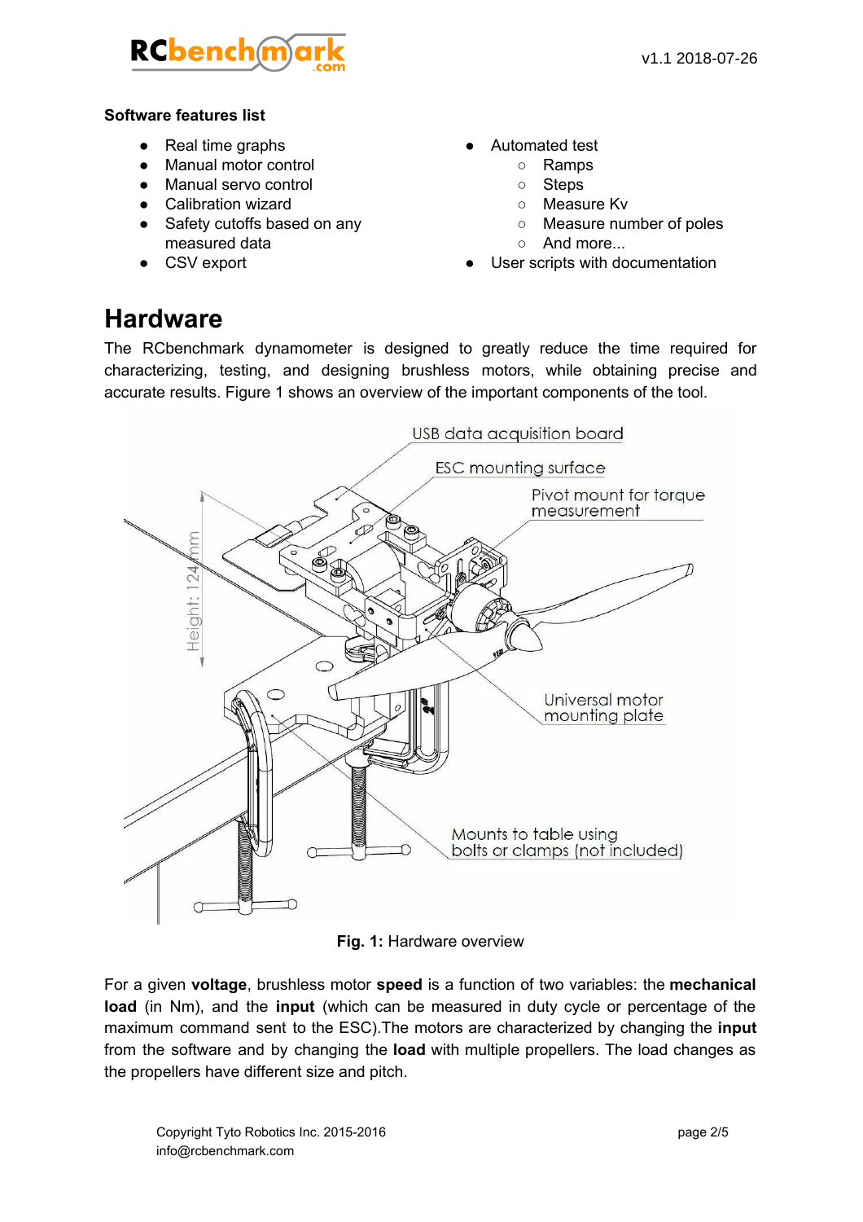**Software features list**

- Real time graphs
- Manual motor control
- Manual servo control
- Calibration wizard
- Safety cutoffs based on any measured data
- CSV export
- Automated test
  - Ramps
  - Steps
  - Measure Kv
  - Measure number of poles
  - And more...
- User scripts with documentation

# Hardware

The RCbenchmark dynamometer is designed to greatly reduce the time required for characterizing, testing, and designing brushless motors, while obtaining precise and accurate results. Figure 1 shows an overview of the important components of the tool.

**Fig. 1:** Hardware overview

For a given **voltage**, brushless motor **speed** is a function of two variables: the **mechanical load** (in Nm), and the **input** (which can be measured in duty cycle or percentage of the maximum command sent to the ESC).The motors are characterized by changing the **input** from the software and by changing the **load** with multiple propellers. The load changes as the propellers have different size and pitch.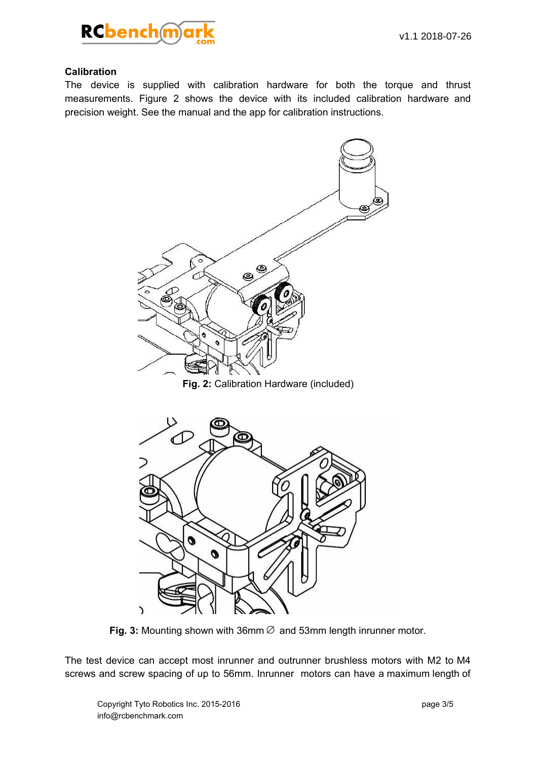**Calibration**

The device is supplied with calibration hardware for both the torque and thrust measurements. Figure 2 shows the device with its included calibration hardware and precision weight. See the manual and the app for calibration instructions.

**Fig. 2:** Calibration Hardware (included)

**Fig. 3:** Mounting shown with 36mm ∅ and 53mm length inrunner motor.

The test device can accept most inrunner and outrunner brushless motors with M2 to M4 screws and screw spacing of up to 56mm. Inrunner motors can have a maximum length of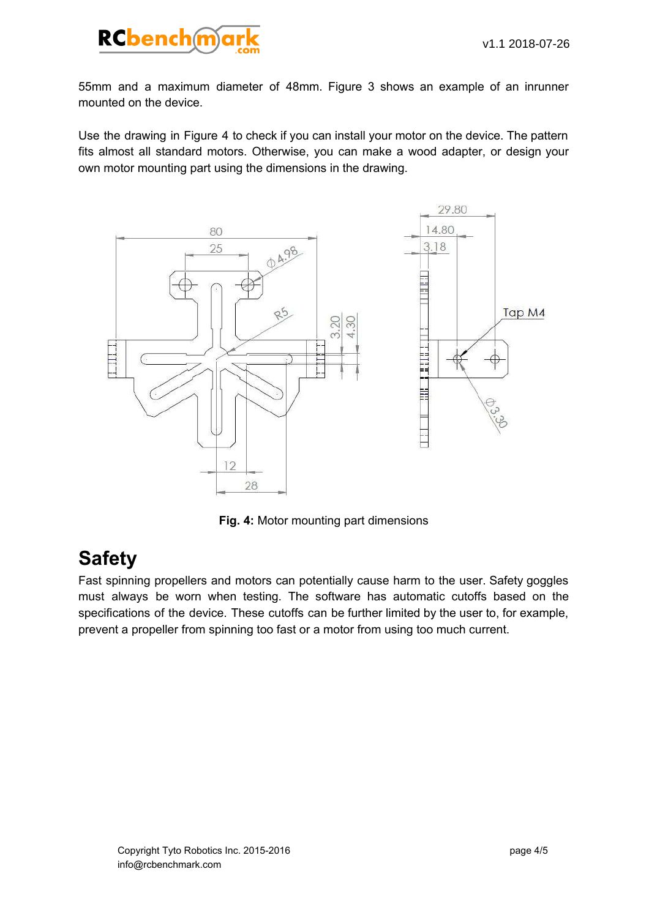55mm and a maximum diameter of 48mm. Figure 3 shows an example of an inrunner mounted on the device.

Use the drawing in Figure 4 to check if you can install your motor on the device. The pattern fits almost all standard motors. Otherwise, you can make a wood adapter, or design your own motor mounting part using the dimensions in the drawing.

**Fig. 4:** Motor mounting part dimensions

# Safety

Fast spinning propellers and motors can potentially cause harm to the user. Safety goggles must always be worn when testing. The software has automatic cutoffs based on the specifications of the device. These cutoffs can be further limited by the user to, for example, prevent a propeller from spinning too fast or a motor from using too much current.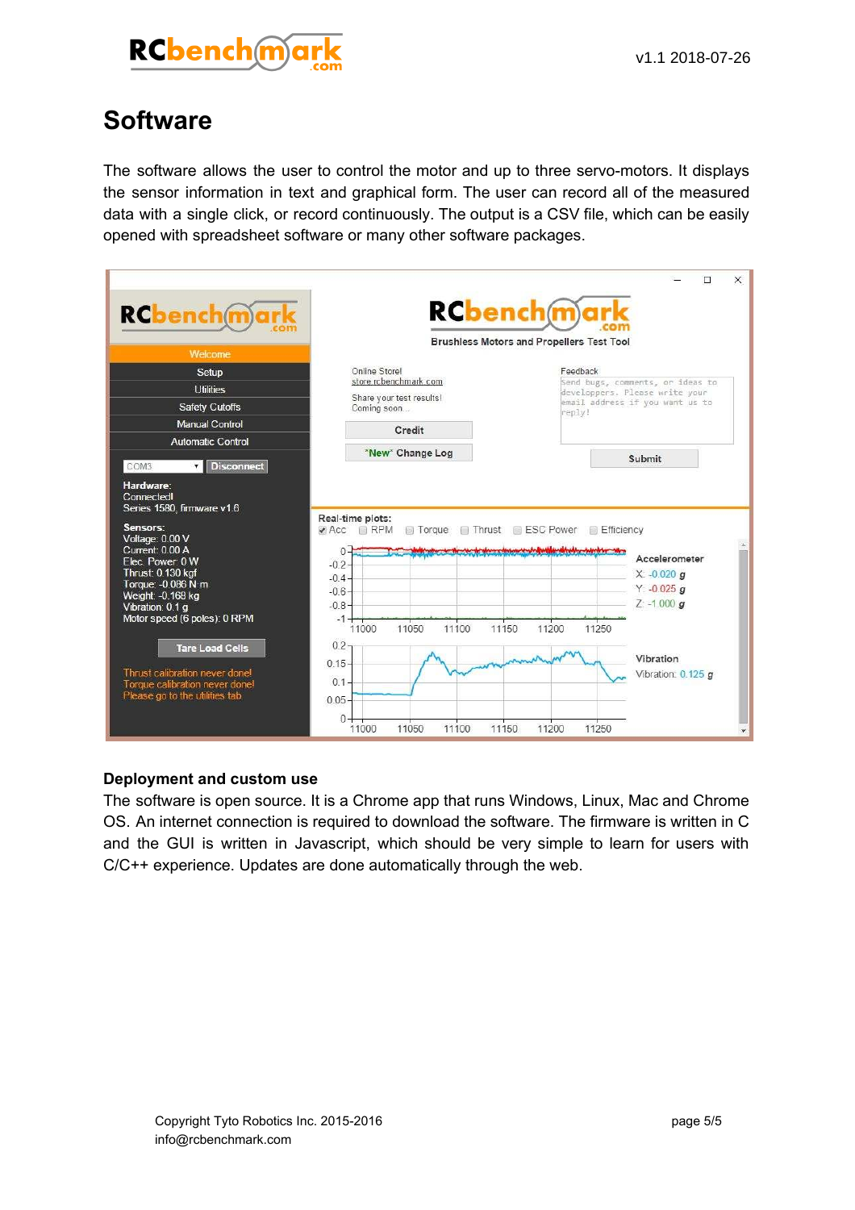# Software

The software allows the user to control the motor and up to three servo-motors. It displays the sensor information in text and graphical form. The user can record all of the measured data with a single click, or record continuously. The output is a CSV file, which can be easily opened with spreadsheet software or many other software packages.

### Deployment and custom use

The software is open source. It is a Chrome app that runs Windows, Linux, Mac and Chrome OS. An internet connection is required to download the software. The firmware is written in C and the GUI is written in Javascript, which should be very simple to learn for users with C/C++ experience. Updates are done automatically through the web.

Copyright Tyto Robotics Inc. 2015-2016
info@rcbenchmark.com